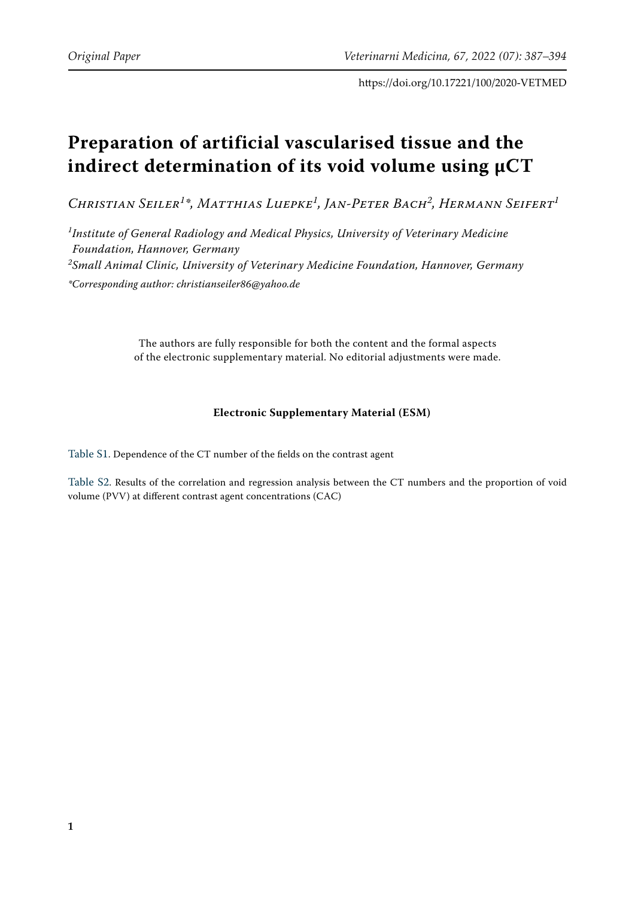https://doi.org/10.17221/100/2020-VETMED

# Preparation of artificial vascularised tissue and the indirect determination of its void volume using μCT

*Christian Seiler[1]\*, Matthias Luepke[1], Jan-Peter Bach[2], Hermann Seifert[1]*

*[1]Institute of General Radiology and Medical Physics, University of Veterinary Medicine Foundation, Hannover, Germany*

*[2]Small Animal Clinic, University of Veterinary Medicine Foundation, Hannover, Germany*

*\*Corresponding author: christianseiler86@yahoo.de*

The authors are fully responsible for both the content and the formal aspects of the electronic supplementary material. No editorial adjustments were made.

**Electronic Supplementary Material (ESM)**

Table S1. Dependence of the CT number of the fields on the contrast agent

Table S2. Results of the correlation and regression analysis between the CT numbers and the proportion of void volume (PVV) at different contrast agent concentrations (CAC)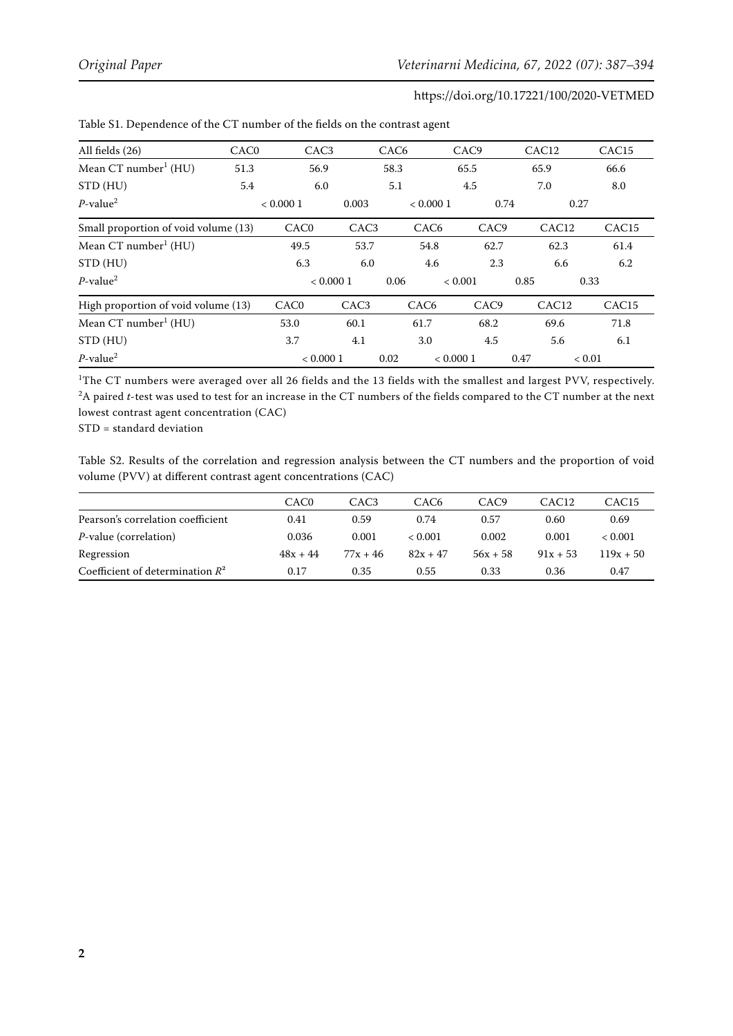Table S1. Dependence of the CT number of the fields on the contrast agent

| All fields (26) | CAC0 | CAC3 | CAC6 | CAC9 | CAC12 | CAC15 |
|---|---|---|---|---|---|---|
| Mean CT number[1] (HU) | 51.3 | 56.9 | 58.3 | 65.5 | 65.9 | 66.6 |
| STD (HU) | 5.4 | 6.0 | 5.1 | 4.5 | 7.0 | 8.0 |
| $P$-value[2] | | < 0.000 1 | 0.003 | < 0.000 1 | 0.74 | 0.27 |
| **Small proportion of void volume (13)** | **CAC0** | **CAC3** | **CAC6** | **CAC9** | **CAC12** | **CAC15** |
| Mean CT number[1] (HU) | 49.5 | 53.7 | 54.8 | 62.7 | 62.3 | 61.4 |
| STD (HU) | 6.3 | 6.0 | 4.6 | 2.3 | 6.6 | 6.2 |
| $P$-value[2] | | < 0.000 1 | 0.06 | < 0.001 | 0.85 | 0.33 |
| **High proportion of void volume (13)** | **CAC0** | **CAC3** | **CAC6** | **CAC9** | **CAC12** | **CAC15** |
| Mean CT number[1] (HU) | 53.0 | 60.1 | 61.7 | 68.2 | 69.6 | 71.8 |
| STD (HU) | 3.7 | 4.1 | 3.0 | 4.5 | 5.6 | 6.1 |
| $P$-value[2] | | < 0.000 1 | 0.02 | < 0.000 1 | 0.47 | < 0.01 |

[1]The CT numbers were averaged over all 26 fields and the 13 fields with the smallest and largest PVV, respectively.
[2]A paired $t$-test was used to test for an increase in the CT numbers of the fields compared to the CT number at the next lowest contrast agent concentration (CAC)
STD = standard deviation

Table S2. Results of the correlation and regression analysis between the CT numbers and the proportion of void volume (PVV) at different contrast agent concentrations (CAC)

| | CAC0 | CAC3 | CAC6 | CAC9 | CAC12 | CAC15 |
|---|---|---|---|---|---|---|
| Pearson's correlation coefficient | 0.41 | 0.59 | 0.74 | 0.57 | 0.60 | 0.69 |
| $P$-value (correlation) | 0.036 | 0.001 | < 0.001 | 0.002 | 0.001 | < 0.001 |
| Regression | $48x + 44$ | $77x + 46$ | $82x + 47$ | $56x + 58$ | $91x + 53$ | $119x + 50$ |
| Coefficient of determination $R^2$ | 0.17 | 0.35 | 0.55 | 0.33 | 0.36 | 0.47 |